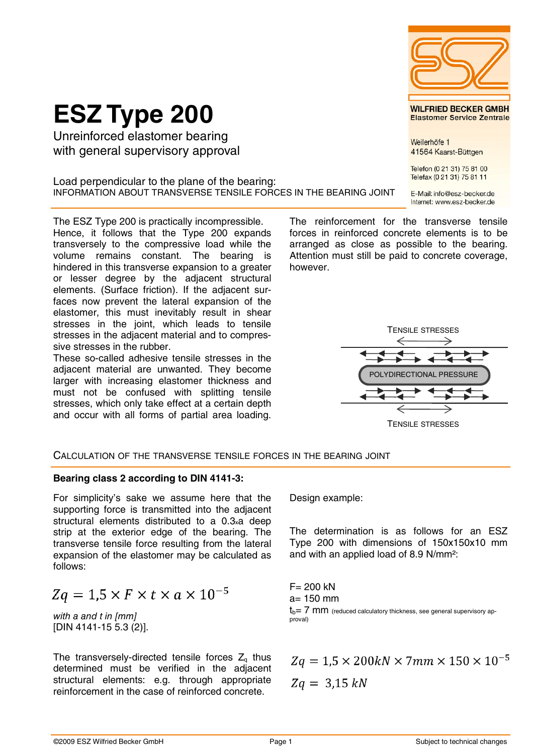# ESZ Type 200

Unreinforced elastomer bearing
with general supervisory approval

WILFRIED BECKER GMBH
Elastomer Service Zentrale

Weilerhöfe 1
41564 Kaarst-Büttgen

Telefon (0 21 31) 75 81 00
Telefax (0 21 31) 75 81 11

E-Mail: info@esz-becker.de
Internet: www.esz-becker.de

Load perpendicular to the plane of the bearing:
INFORMATION ABOUT TRANSVERSE TENSILE FORCES IN THE BEARING JOINT

The ESZ Type 200 is practically incompressible. Hence, it follows that the Type 200 expands transversely to the compressive load while the volume remains constant. The bearing is hindered in this transverse expansion to a greater or lesser degree by the adjacent structural elements. (Surface friction). If the adjacent surfaces now prevent the lateral expansion of the elastomer, this must inevitably result in shear stresses in the joint, which leads to tensile stresses in the adjacent material and to compressive stresses in the rubber.
These so-called adhesive tensile stresses in the adjacent material are unwanted. They become larger with increasing elastomer thickness and must not be confused with splitting tensile stresses, which only take effect at a certain depth and occur with all forms of partial area loading.

The reinforcement for the transverse tensile forces in reinforced concrete elements is to be arranged as close as possible to the bearing. Attention must still be paid to concrete coverage, however.

TENSILE STRESSES

POLYDIRECTIONAL PRESSURE

TENSILE STRESSES

## CALCULATION OF THE TRANSVERSE TENSILE FORCES IN THE BEARING JOINT

**Bearing class 2 according to DIN 4141-3:**

For simplicity's sake we assume here that the supporting force is transmitted into the adjacent structural elements distributed to a 0.3xa deep strip at the exterior edge of the bearing. The transverse tensile force resulting from the lateral expansion of the elastomer may be calculated as follows:

$$Zq = 1{,}5 \times F \times t \times a \times 10^{-5}$$

*with a and t in [mm]*
[DIN 4141-15 5.3 (2)].

The transversely-directed tensile forces $Z_q$ thus determined must be verified in the adjacent structural elements: e.g. through appropriate reinforcement in the case of reinforced concrete.

Design example:

The determination is as follows for an ESZ Type 200 with dimensions of 150x150x10 mm and with an applied load of 8.9 N/mm²:

F= 200 kN
a= 150 mm
$t_b$= 7 mm (reduced calculatory thickness, see general supervisory approval)

$$Zq = 1{,}5 \times 200kN \times 7mm \times 150 \times 10^{-5}$$

$$Zq = 3{,}15\ kN$$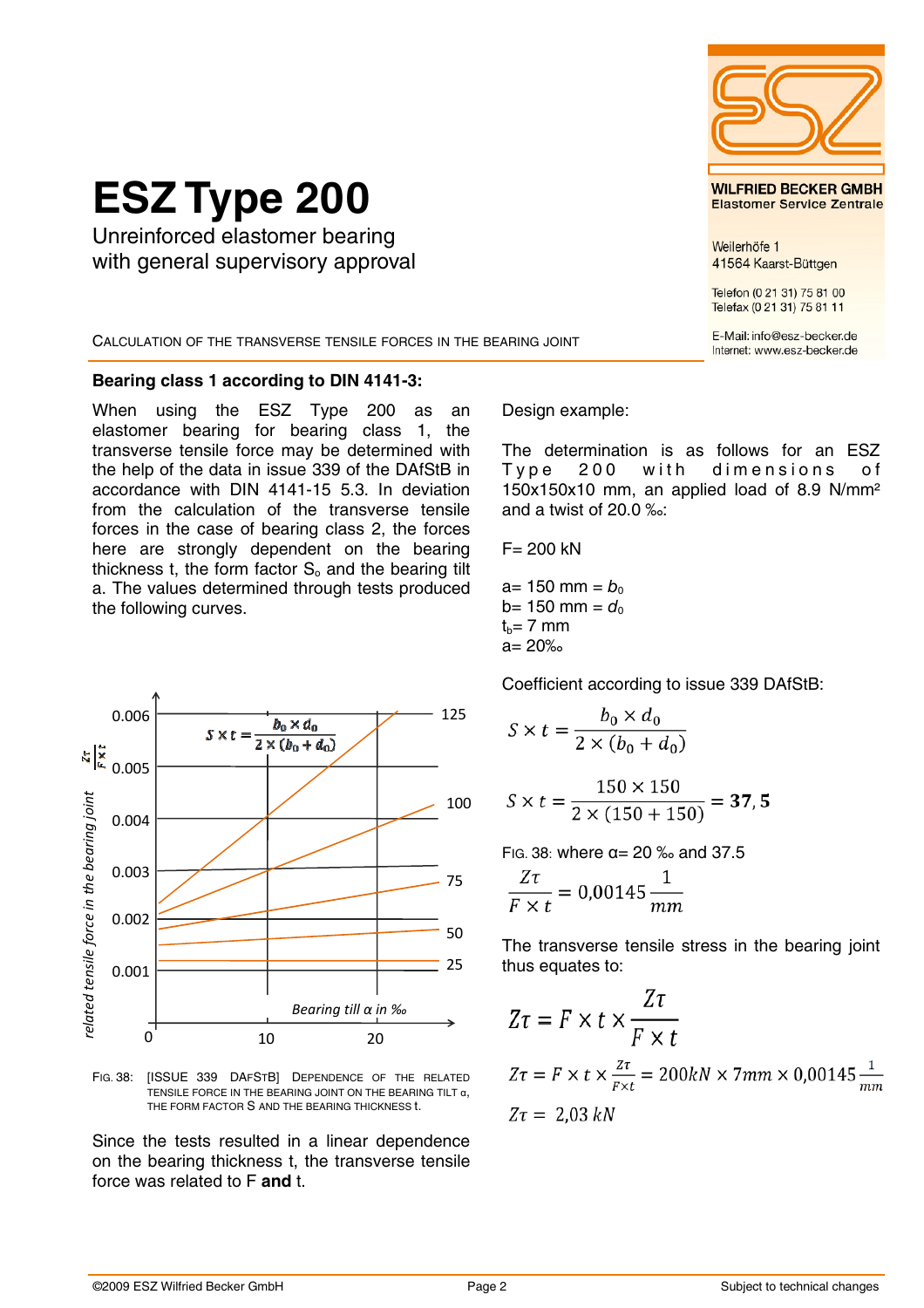# ESZ Type 200

Unreinforced elastomer bearing
with general supervisory approval

WILFRIED BECKER GMBH
Elastomer Service Zentrale

Weilerhöfe 1
41564 Kaarst-Büttgen

Telefon (0 21 31) 75 81 00
Telefax (0 21 31) 75 81 11

E-Mail: info@esz-becker.de
Internet: www.esz-becker.de

CALCULATION OF THE TRANSVERSE TENSILE FORCES IN THE BEARING JOINT

**Bearing class 1 according to DIN 4141-3:**

When using the ESZ Type 200 as an elastomer bearing for bearing class 1, the transverse tensile force may be determined with the help of the data in issue 339 of the DAfStB in accordance with DIN 4141-15 5.3. In deviation from the calculation of the transverse tensile forces in the case of bearing class 2, the forces here are strongly dependent on the bearing thickness t, the form factor $S_o$ and the bearing tilt a. The values determined through tests produced the following curves.

0.006
0.005
0.004
0.003
0.002
0.001
0
10
20
125
100
75
50
25
$\frac{Z\tau}{F \times t}$
related tensile force in the bearing joint
Bearing till α in ‰
$S \times t = \frac{b_0 \times d_0}{2 \times (b_0 + d_0)}$

FIG. 38: [ISSUE 339 DAFSTB] DEPENDENCE OF THE RELATED TENSILE FORCE IN THE BEARING JOINT ON THE BEARING TILT α, THE FORM FACTOR S AND THE BEARING THICKNESS t.

Since the tests resulted in a linear dependence on the bearing thickness t, the transverse tensile force was related to F **and** t.

Design example:

The determination is as follows for an ESZ Type 200 with dimensions of 150x150x10 mm, an applied load of 8.9 N/mm² and a twist of 20.0 ‰:

F= 200 kN

a= 150 mm = $b_0$
b= 150 mm = $d_0$
$t_b$= 7 mm
a= 20‰

Coefficient according to issue 339 DAfStB:

$$S \times t = \frac{b_0 \times d_0}{2 \times (b_0 + d_0)}$$

$$S \times t = \frac{150 \times 150}{2 \times (150 + 150)} = \mathbf{37,5}$$

FIG. 38: where α= 20 ‰ and 37.5

$$\frac{Z\tau}{F \times t} = 0{,}00145 \frac{1}{mm}$$

The transverse tensile stress in the bearing joint thus equates to:

$$Z\tau = F \times t \times \frac{Z\tau}{F \times t}$$

$$Z\tau = F \times t \times \frac{Z\tau}{F \times t} = 200kN \times 7mm \times 0{,}00145 \frac{1}{mm}$$

$$Z\tau = 2{,}03\ kN$$